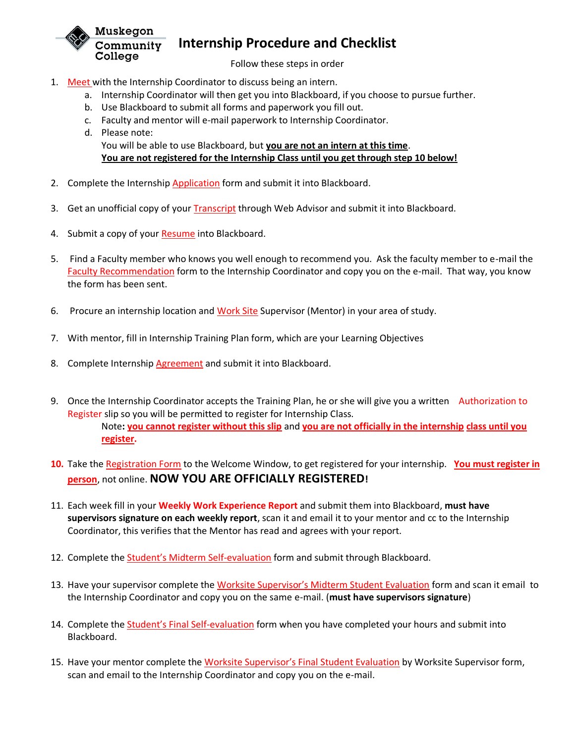Muskegon Community College

# Internship Procedure and Checklist

Follow these steps in order

1. Meet with the Internship Coordinator to discuss being an intern.
   a. Internship Coordinator will then get you into Blackboard, if you choose to pursue further.
   b. Use Blackboard to submit all forms and paperwork you fill out.
   c. Faculty and mentor will e-mail paperwork to Internship Coordinator.
   d. Please note:
      You will be able to use Blackboard, but **you are not an intern at this time**.
      **You are not registered for the Internship Class until you get through step 10 below!**

2. Complete the Internship Application form and submit it into Blackboard.

3. Get an unofficial copy of your Transcript through Web Advisor and submit it into Blackboard.

4. Submit a copy of your Resume into Blackboard.

5. Find a Faculty member who knows you well enough to recommend you. Ask the faculty member to e-mail the Faculty Recommendation form to the Internship Coordinator and copy you on the e-mail. That way, you know the form has been sent.

6. Procure an internship location and Work Site Supervisor (Mentor) in your area of study.

7. With mentor, fill in Internship Training Plan form, which are your Learning Objectives

8. Complete Internship Agreement and submit it into Blackboard.

9. Once the Internship Coordinator accepts the Training Plan, he or she will give you a written Authorization to Register slip so you will be permitted to register for Internship Class.
   Note: **you cannot register without this slip** and **you are not officially in the internship class until you register.**

10. Take the Registration Form to the Welcome Window, to get registered for your internship. **You must register in person**, not online. **NOW YOU ARE OFFICIALLY REGISTERED!**

11. Each week fill in your **Weekly Work Experience Report** and submit them into Blackboard, **must have supervisors signature on each weekly report**, scan it and email it to your mentor and cc to the Internship Coordinator, this verifies that the Mentor has read and agrees with your report.

12. Complete the Student's Midterm Self-evaluation form and submit through Blackboard.

13. Have your supervisor complete the Worksite Supervisor's Midterm Student Evaluation form and scan it email to the Internship Coordinator and copy you on the same e-mail. (**must have supervisors signature**)

14. Complete the Student's Final Self-evaluation form when you have completed your hours and submit into Blackboard.

15. Have your mentor complete the Worksite Supervisor's Final Student Evaluation by Worksite Supervisor form, scan and email to the Internship Coordinator and copy you on the e-mail.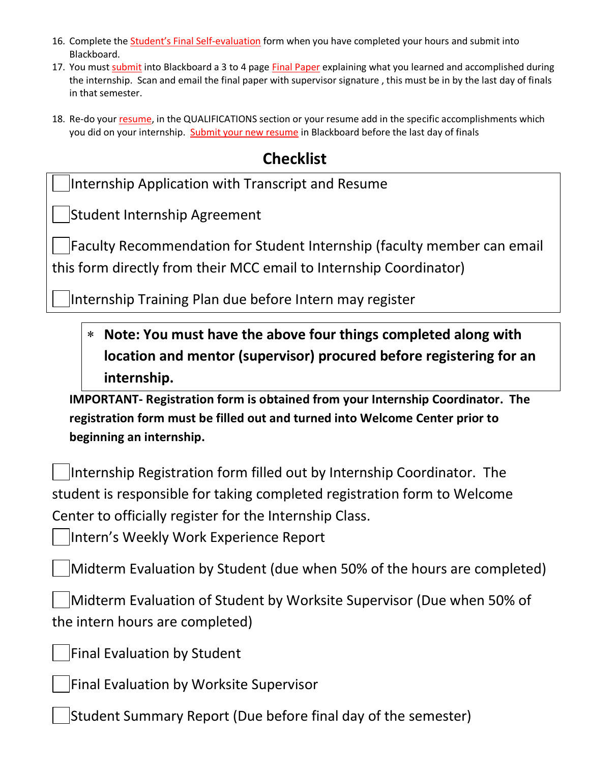16. Complete the Student's Final Self-evaluation form when you have completed your hours and submit into Blackboard.
17. You must submit into Blackboard a 3 to 4 page Final Paper explaining what you learned and accomplished during the internship. Scan and email the final paper with supervisor signature , this must be in by the last day of finals in that semester.
18. Re-do your resume, in the QUALIFICATIONS section or your resume add in the specific accomplishments which you did on your internship. Submit your new resume in Blackboard before the last day of finals

## Checklist

- [ ] Internship Application with Transcript and Resume
- [ ] Student Internship Agreement
- [ ] Faculty Recommendation for Student Internship (faculty member can email this form directly from their MCC email to Internship Coordinator)
- [ ] Internship Training Plan due before Intern may register

* **Note: You must have the above four things completed along with location and mentor (supervisor) procured before registering for an internship.**

**IMPORTANT- Registration form is obtained from your Internship Coordinator. The registration form must be filled out and turned into Welcome Center prior to beginning an internship.**

- [ ] Internship Registration form filled out by Internship Coordinator. The student is responsible for taking completed registration form to Welcome Center to officially register for the Internship Class.
- [ ] Intern's Weekly Work Experience Report
- [ ] Midterm Evaluation by Student (due when 50% of the hours are completed)
- [ ] Midterm Evaluation of Student by Worksite Supervisor (Due when 50% of the intern hours are completed)
- [ ] Final Evaluation by Student
- [ ] Final Evaluation by Worksite Supervisor
- [ ] Student Summary Report (Due before final day of the semester)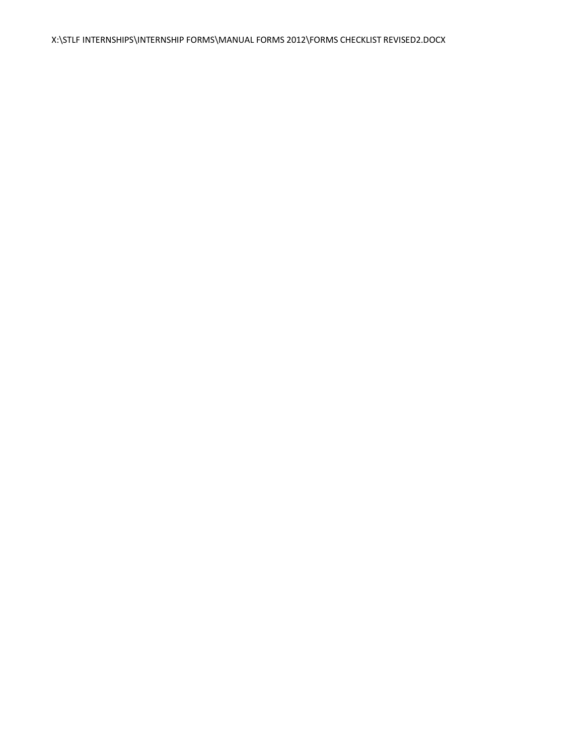X:\STLF INTERNSHIPS\INTERNSHIP FORMS\MANUAL FORMS 2012\FORMS CHECKLIST REVISED2.DOCX